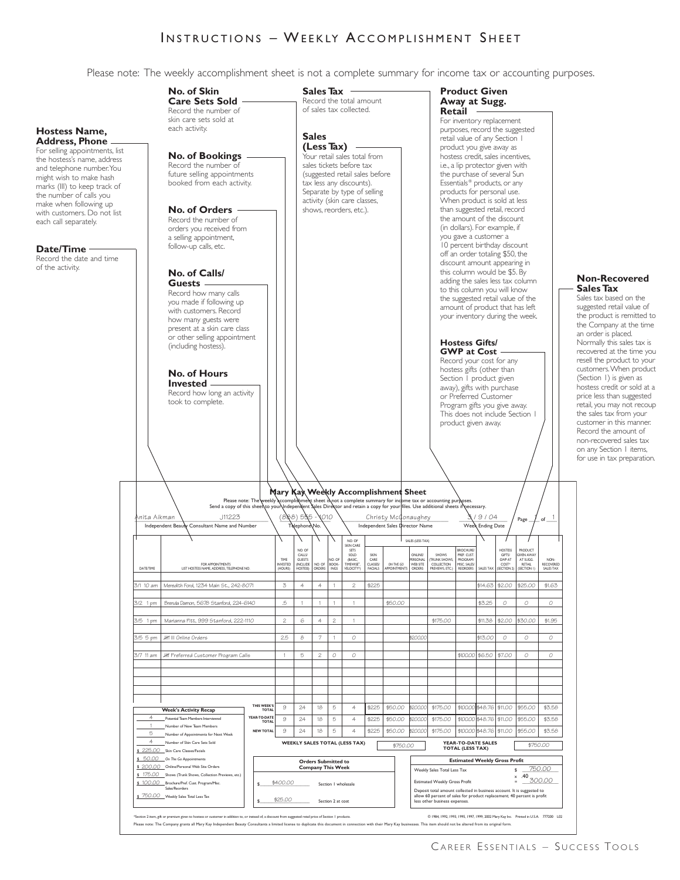# INSTRUCTIONS – WEEKLY ACCOMPLISHMENT SHEET

Please note: The weekly accomplishment sheet is not a complete summary for income tax or accounting purposes.

**Hostess Name, Address, Phone**
For selling appointments, list the hostess's name, address and telephone number. You might wish to make hash marks (III) to keep track of the number of calls you make when following up with customers. Do not list each call separately.

**Date/Time**
Record the date and time of the activity.

**No. of Skin Care Sets Sold**
Record the number of skin care sets sold at each activity.

**No. of Bookings**
Record the number of future selling appointments booked from each activity.

**No. of Orders**
Record the number of orders you received from a selling appointment, follow-up calls, etc.

**No. of Calls/Guests**
Record how many calls you made if following up with customers. Record how many guests were present at a skin care class or other selling appointment (including hostess).

**No. of Hours Invested**
Record how long an activity took to complete.

**Sales Tax**
Record the total amount of sales tax collected.

**Sales (Less Tax)**
Your retail sales total from sales tickets before tax (suggested retail sales before tax less any discounts). Separate by type of selling activity (skin care classes, shows, reorders, etc.).

**Product Given Away at Sugg. Retail**
For inventory replacement purposes, record the suggested retail value of any Section 1 product you give away as hostess credit, sales incentives, i.e., a lip protector given with the purchase of several Sun Essentials® products, or any products for personal use. When product is sold at less than suggested retail, record the amount of the discount (in dollars). For example, if you gave a customer a 10 percent birthday discount off an order totaling $50, the discount amount appearing in this column would be $5. By adding the sales less tax column to this column you will know the suggested retail value of the amount of product that has left your inventory during the week.

**Hostess Gifts/GWP at Cost**
Record your cost for any hostess gifts (other than Section 1 product given away), gifts with purchase or Preferred Customer Program gifts you give away. This does not include Section 1 product given away.

**Non-Recovered Sales Tax**
Sales tax based on the suggested retail value of the product is remitted to the Company at the time an order is placed. Normally this sales tax is recovered at the time you resell the product to your customers. When product (Section 1) is given as hostess credit or sold at a price less than suggested retail, you may not recoup the sales tax from your customer in this manner. Record the amount of non-recovered sales tax on any Section 1 items, for use in tax preparation.

## Mary Kay Weekly Accomplishment Sheet

Please note: The weekly accomplishment sheet is not a complete summary for income tax or accounting purposes.
Send a copy of this sheet to your Independent Sales Director and retain a copy for your files. Use additional sheets if necessary.

Anita Aikman J11223 — Independent Beauty Consultant Name and Number
(888) 555 - 1010 — Telephone No.
Christy McConaughey — Independent Sales Director Name
3 / 9 / 04 — Week Ending Date
Page 1 of 1

| DATE/TIME | FOR APPOINTMENTS LIST HOSTESS NAME, ADDRESS, TELEPHONE NO. | TIME INVESTED (HOURS) | NO. OF CALLS/ GUESTS (INCLUDE HOSTESS) | NO. OF ORDERS | NO. OF BOOKINGS | NO. OF SKIN CARE SETS SOLD (BASIC, TIMEWISE®, VELOCITY®) | SALES (LESS TAX): SKIN CARE CLASSES/ FACIALS | ON THE GO APPOINTMENTS | ONLINE/ PERSONAL WEB SITE ORDERS | SHOWS (TRUNK SHOWS, COLLECTION PREVIEWS, ETC.) | BROCHURE/ PREF. CUST. PROGRAM/ MISC. SALES/ REORDERS | SALES TAX | HOSTESS GIFTS/ GWP AT COST* (SECTION 2) | PRODUCT GIVEN AWAY AT SUGG. RETAIL (SECTION 1) | NON-RECOVERED SALES TAX |
|---|---|---|---|---|---|---|---|---|---|---|---|---|---|---|---|
| 3/1 10 am | Meredith Ford, 1234 Main St., 242-8071 | 3 | 4 | 4 | 1 | 2 | $225 | | | | | $14.63 | $2.00 | $25.00 | $1.63 |
| 3/2 1 pm | Brenda Damon, 5678 Stanford, 224-6140 | .5 | 1 | 1 | 1 | 1 | | $50.00 | | | | $3.25 | 0 | 0 | 0 |
| 3/5 1 pm | Marianna Pitt, 999 Stanford, 222-1110 | 2 | 6 | 4 | 2 | 1 | | | | $175.00 | | $11.38 | $2.00 | $30.00 | $1.95 |
| 3/5 5 pm | ~~IIII~~ III Online Orders | 2.5 | 8 | 7 | 1 | 0 | | | $200.00 | | | $13.00 | 0 | 0 | 0 |
| 3/7 11 am | ~~IIII~~ Preferred Customer Program Calls | 1 | 5 | 2 | 0 | 0 | | | | | $100.00 | $6.50 | $7.00 | 0 | 0 |
| | | | | | | | | | | | | | | | |
| | | | | | | | | | | | | | | | |
| | | | | | | | | | | | | | | | |
| | THIS WEEK'S TOTAL | 9 | 24 | 18 | 5 | 4 | $225 | $50.00 | $200.00 | $175.00 | $100.00 | $48.76 | $11.00 | $55.00 | $3.58 |
| | YEAR-TO-DATE TOTAL | 9 | 24 | 18 | 5 | 4 | $225 | $50.00 | $200.00 | $175.00 | $100.00 | $48.76 | $11.00 | $55.00 | $3.58 |
| | NEW TOTAL | 9 | 24 | 18 | 5 | 4 | $225 | $50.00 | $200.00 | $175.00 | $100.00 | $48.76 | $11.00 | $55.00 | $3.58 |

WEEKLY SALES TOTAL (LESS TAX): $750.00
YEAR-TO-DATE SALES TOTAL (LESS TAX): $750.00

**Week's Activity Recap**

| | |
|---|---|
| 4 | Potential Team Members Interviewed |
| 1 | Number of New Team Members |
| 5 | Number of Appointments for Next Week |
| 4 | Number of Skin Care Sets Sold |
| $ 225.00 | Skin Care Classes/Facials |
| $ 50.00 | *On The Go* Appointments |
| $ 200.00 | Online/Personal Web Site Orders |
| $ 175.00 | Shows (Trunk Shows, Collection Previews, etc.) |
| $ 100.00 | Brochure/Pref. Cust. Program/Misc. Sales/Reorders |
| $ 750.00 | Weekly Sales Total Less Tax |

**Orders Submitted to Company This Week**

| | |
|---|---|
| $ 400.00 | Section 1 wholesale |
| $ 25.00 | Section 2 at cost |

**Estimated Weekly Gross Profit**

| | |
|---|---|
| Weekly Sales Total Less Tax | $ 750.00 |
| | x .40 |
| Estimated Weekly Gross Profit | = 300.00 |

Deposit total amount collected in business account. It is suggested to allow 60 percent of sales for product replacement; 40 percent is profit less other business expenses.

*Section 2 item, gift or premium given to hostess or customer in addition to, or instead of, a discount from suggested retail price of Section 1 products.

© 1984, 1992, 1993, 1995, 1997, 1999, 2002 Mary Kay Inc. Printed in U.S.A. 777200 L02

Please note: The Company grants all Mary Kay Independent Beauty Consultants a limited license to duplicate this document in connection with their Mary Kay businesses. This item should not be altered from its original form.

CAREER ESSENTIALS – SUCCESS TOOLS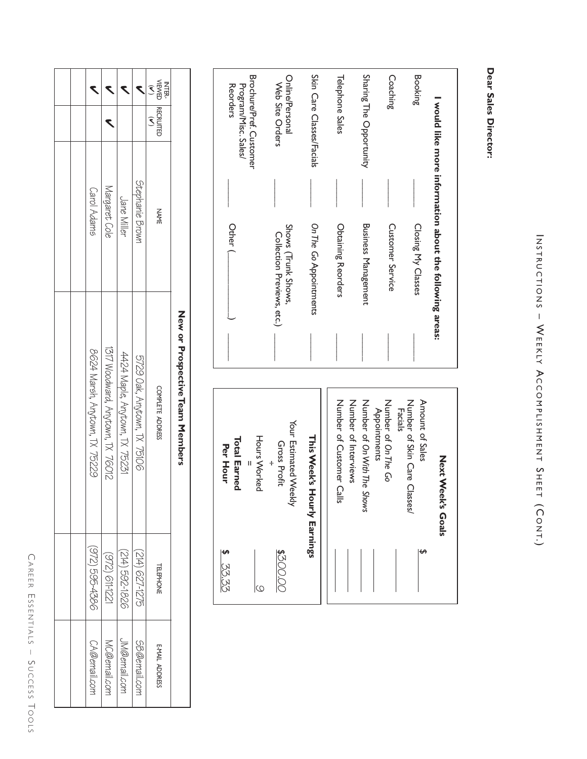**Dear Sales Director:**

**I would like more information about the following areas:**

| | | | |
|---|---|---|---|
| Booking | ______ | Closing My Classes | ______ |
| Coaching | ______ | Customer Service | ______ |
| Sharing The Opportunity | ______ | Business Management | ______ |
| Telephone Sales | ______ | Obtaining Reorders | ______ |
| Skin Care Classes/Facials | ______ | *On The Go* Appointments | ______ |
| Online/Personal Web Site Orders | ______ | Shows (Trunk Shows, Collection Previews, etc.) | ______ |
| Brochure/Pref. Customer Program/Misc. Sales/ Reorders | ______ | Other (______________) | ______ |

**Next Week's Goals**

| | |
|---|---|
| Amount of Sales | $ ______ |
| Number of Skin Care Classes/ Facials | ______ |
| Number of *On The Go* Appointments | ______ |
| Number of *On With The Shows* | ______ |
| Number of Interviews | ______ |
| Number of Customer Calls | ______ |

**This Week's Hourly Earnings**

| | |
|---|---|
| Your Estimated Weekly Gross Profit | $300.00 |
| ÷ | |
| Hours Worked | 9 |
| = | |
| **Total Earned Per Hour** | **$** 33.33 |

**New or Prospective Team Members**

| INTER-VIEWED (✓) | RECRUITED (✓) | NAME | COMPLETE ADDRESS | TELEPHONE | E-MAIL ADDRESS |
|---|---|---|---|---|---|
| ✓ | | Stephanie Brown | 5729 Oak, Anytown, TX 75106 | (214) 627-1275 | SB@email.com |
| ✓ | | Jane Miller | 4424 Maple, Anytown, TX 75231 | (214) 592-1826 | JM@email.com |
| ✓ | ✓ | Margaret Cole | 1317 Woodward, Anytown, TX 76012 | (972) 611-1221 | MC@email.com |
| ✓ | | Carol Adams | 8624 Marsh, Anytown, TX 75229 | (972) 595-4386 | CA@email.com |
| | | | | | |
| | | | | | |